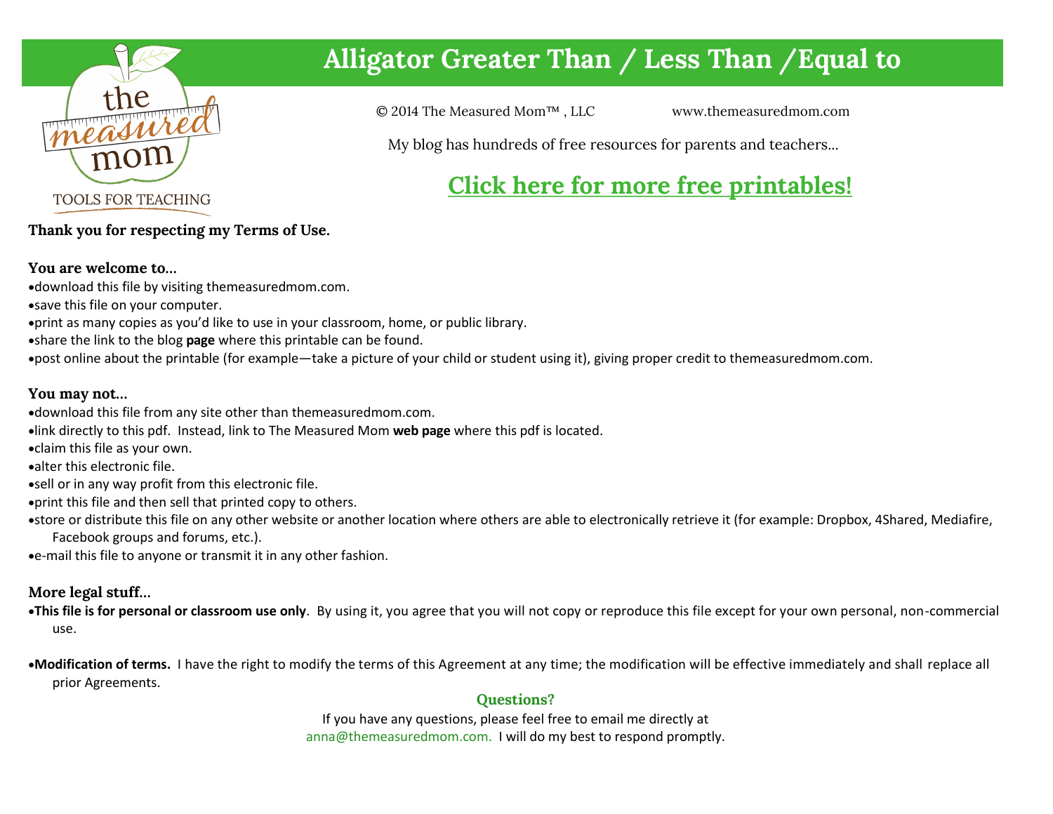# Alligator Greater Than / Less Than /Equal to

the measured mom

TOOLS FOR TEACHING

© 2014 The Measured Mom™ , LLC www.themeasuredmom.com

My blog has hundreds of free resources for parents and teachers…

**Click here for more free printables!**

**Thank you for respecting my Terms of Use.**

### You are welcome to…

- download this file by visiting themeasuredmom.com.
- save this file on your computer.
- print as many copies as you'd like to use in your classroom, home, or public library.
- share the link to the blog **page** where this printable can be found.
- post online about the printable (for example—take a picture of your child or student using it), giving proper credit to themeasuredmom.com.

### You may not…

- download this file from any site other than themeasuredmom.com.
- link directly to this pdf. Instead, link to The Measured Mom **web page** where this pdf is located.
- claim this file as your own.
- alter this electronic file.
- sell or in any way profit from this electronic file.
- print this file and then sell that printed copy to others.
- store or distribute this file on any other website or another location where others are able to electronically retrieve it (for example: Dropbox, 4Shared, Mediafire, Facebook groups and forums, etc.).
- e-mail this file to anyone or transmit it in any other fashion.

### More legal stuff…

- **This file is for personal or classroom use only**. By using it, you agree that you will not copy or reproduce this file except for your own personal, non-commercial use.
- **Modification of terms.** I have the right to modify the terms of this Agreement at any time; the modification will be effective immediately and shall replace all prior Agreements.

### Questions?

If you have any questions, please feel free to email me directly at anna@themeasuredmom.com. I will do my best to respond promptly.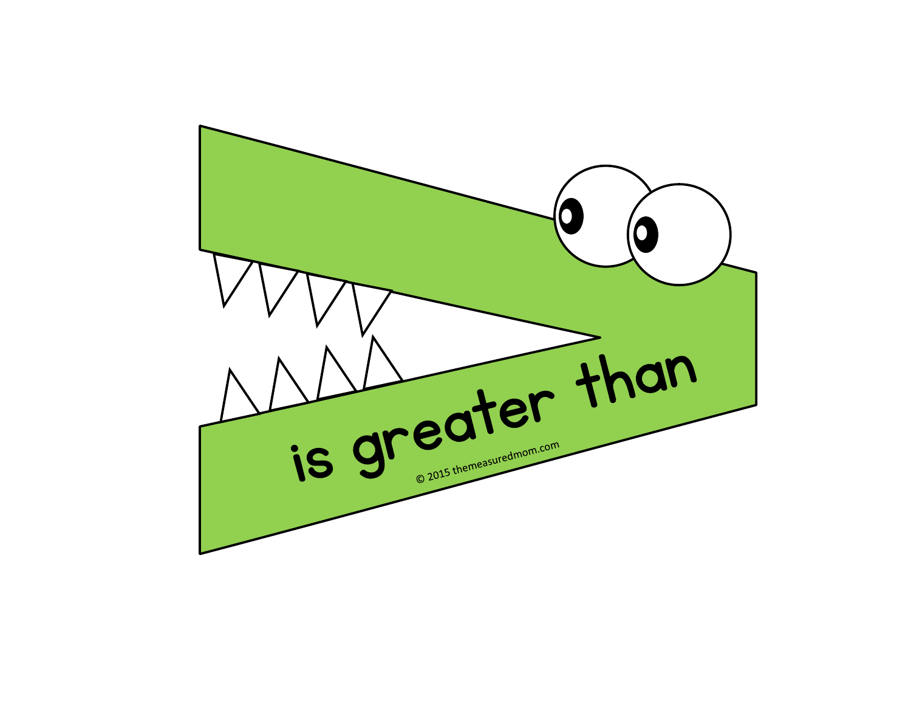is greater than

© 2015 themeasuredmom.com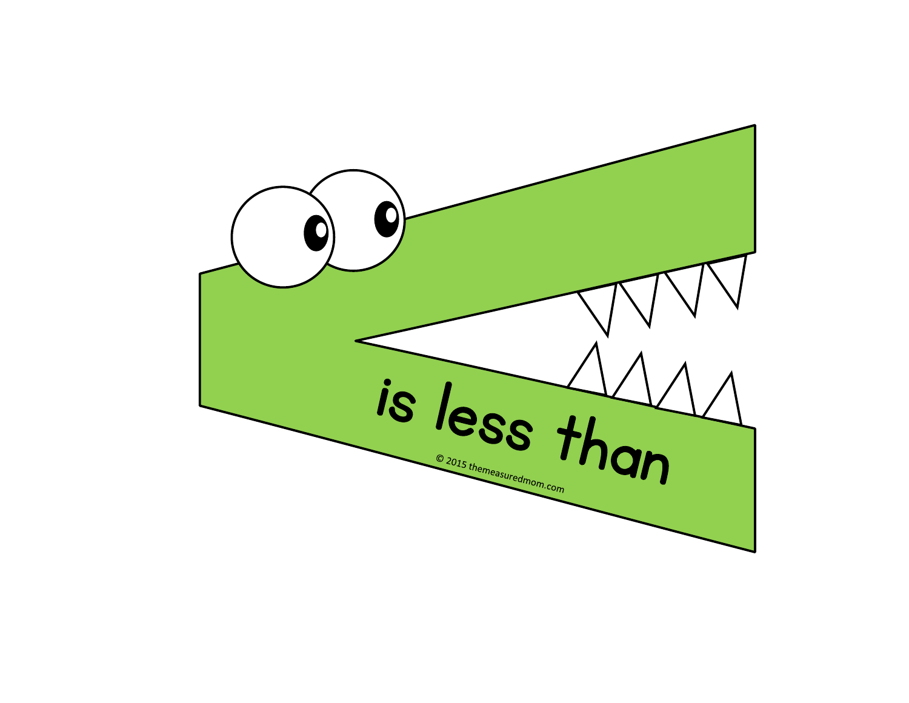is less than

© 2015 themeasuredmom.com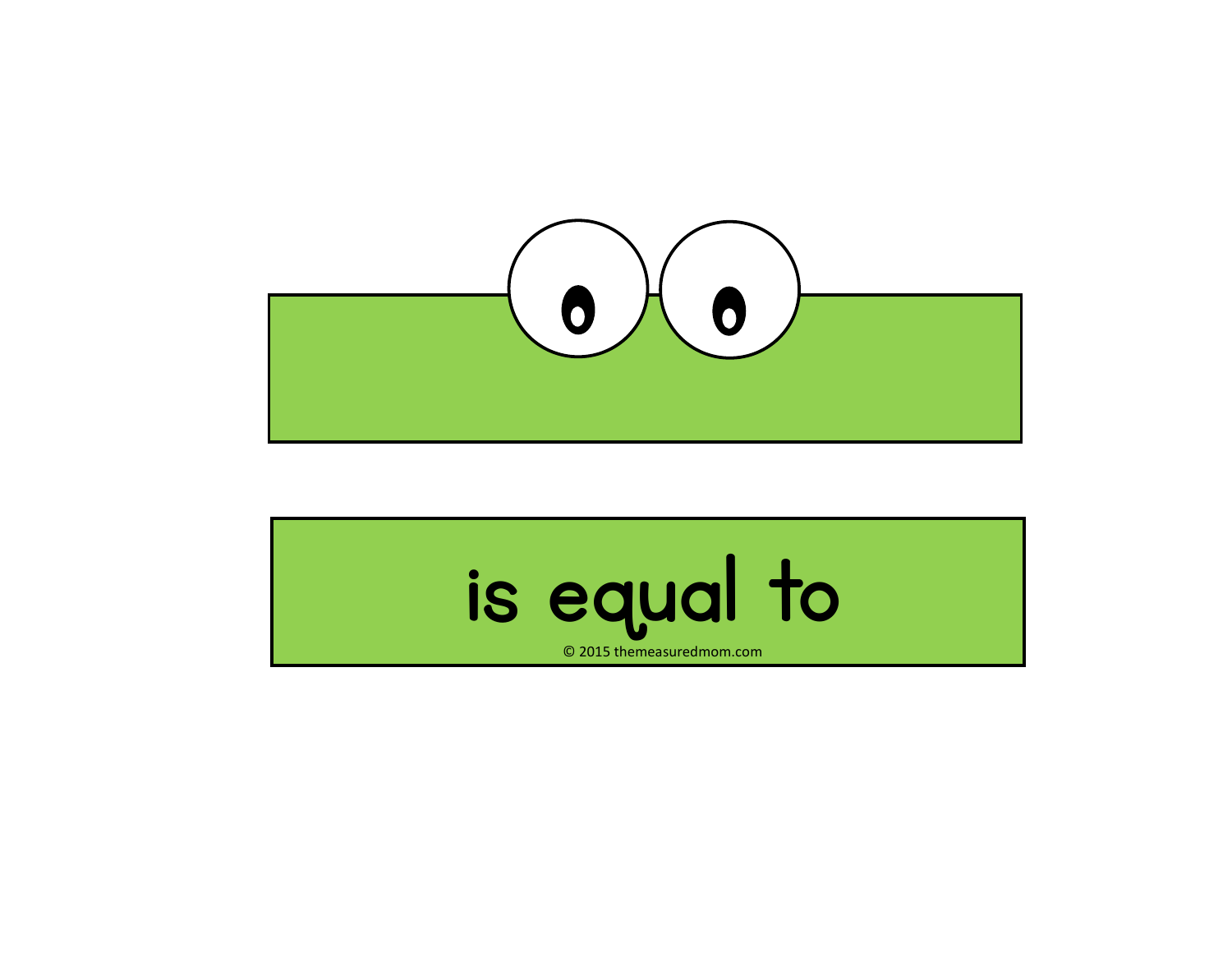is equal to

© 2015 themeasuredmom.com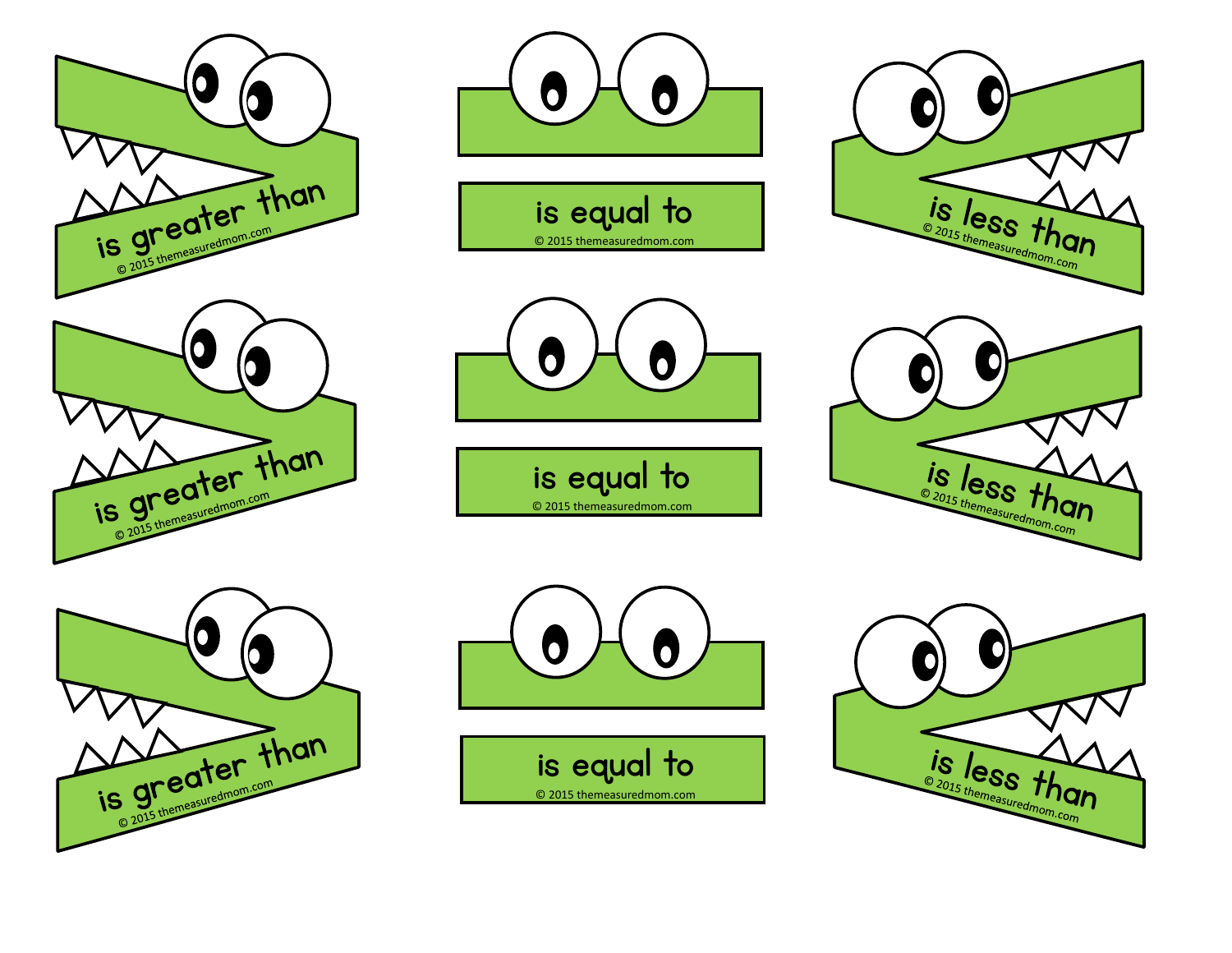is greater than
© 2015 themeasuredmom.com

is equal to
© 2015 themeasuredmom.com

is less than
© 2015 themeasuredmom.com

is greater than
© 2015 themeasuredmom.com

is equal to
© 2015 themeasuredmom.com

is less than
© 2015 themeasuredmom.com

is greater than
© 2015 themeasuredmom.com

is equal to
© 2015 themeasuredmom.com

is less than
© 2015 themeasuredmom.com